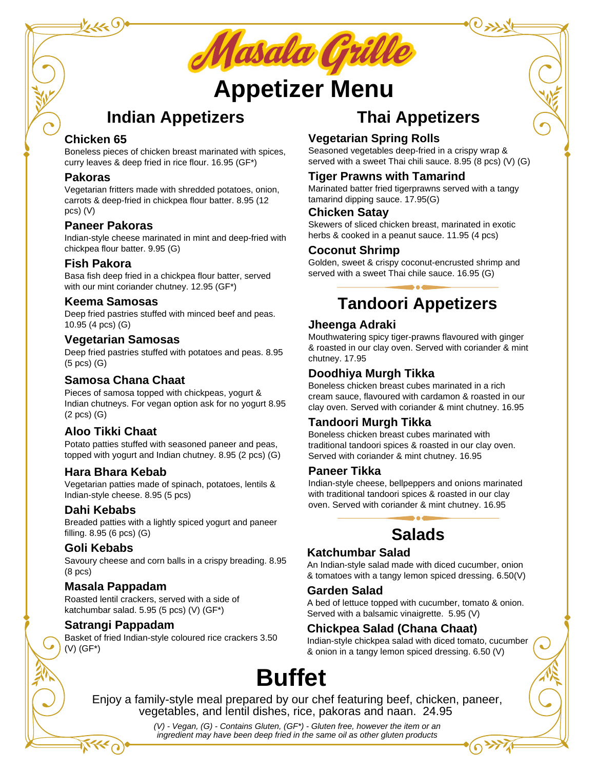# Masala Grille

# Appetizer Menu

## Indian Appetizers

### Chicken 65
Boneless pieces of chicken breast marinated with spices, curry leaves & deep fried in rice flour. 16.95 (GF*)

### Pakoras
Vegetarian fritters made with shredded potatoes, onion, carrots & deep-fried in chickpea flour batter. 8.95 (12 pcs) (V)

### Paneer Pakoras
Indian-style cheese marinated in mint and deep-fried with chickpea flour batter. 9.95 (G)

### Fish Pakora
Basa fish deep fried in a chickpea flour batter, served with our mint coriander chutney. 12.95 (GF*)

### Keema Samosas
Deep fried pastries stuffed with minced beef and peas. 10.95 (4 pcs) (G)

### Vegetarian Samosas
Deep fried pastries stuffed with potatoes and peas. 8.95 (5 pcs) (G)

### Samosa Chana Chaat
Pieces of samosa topped with chickpeas, yogurt & Indian chutneys. For vegan option ask for no yogurt 8.95 (2 pcs) (G)

### Aloo Tikki Chaat
Potato patties stuffed with seasoned paneer and peas, topped with yogurt and Indian chutney. 8.95 (2 pcs) (G)

### Hara Bhara Kebab
Vegetarian patties made of spinach, potatoes, lentils & Indian-style cheese. 8.95 (5 pcs)

### Dahi Kebabs
Breaded patties with a lightly spiced yogurt and paneer filling. 8.95 (6 pcs) (G)

### Goli Kebabs
Savoury cheese and corn balls in a crispy breading. 8.95 (8 pcs)

### Masala Pappadam
Roasted lentil crackers, served with a side of katchumbar salad. 5.95 (5 pcs) (V) (GF*)

### Satrangi Pappadam
Basket of fried Indian-style coloured rice crackers 3.50 (V) (GF*)

## Thai Appetizers

### Vegetarian Spring Rolls
Seasoned vegetables deep-fried in a crispy wrap & served with a sweet Thai chili sauce. 8.95 (8 pcs) (V) (G)

### Tiger Prawns with Tamarind
Marinated batter fried tigerprawns served with a tangy tamarind dipping sauce. 17.95(G)

### Chicken Satay
Skewers of sliced chicken breast, marinated in exotic herbs & cooked in a peanut sauce. 11.95 (4 pcs)

### Coconut Shrimp
Golden, sweet & crispy coconut-encrusted shrimp and served with a sweet Thai chile sauce. 16.95 (G)

## Tandoori Appetizers

### Jheenga Adraki
Mouthwatering spicy tiger-prawns flavoured with ginger & roasted in our clay oven. Served with coriander & mint chutney. 17.95

### Doodhiya Murgh Tikka
Boneless chicken breast cubes marinated in a rich cream sauce, flavoured with cardamon & roasted in our clay oven. Served with coriander & mint chutney. 16.95

### Tandoori Murgh Tikka
Boneless chicken breast cubes marinated with traditional tandoori spices & roasted in our clay oven. Served with coriander & mint chutney. 16.95

### Paneer Tikka
Indian-style cheese, bellpeppers and onions marinated with traditional tandoori spices & roasted in our clay oven. Served with coriander & mint chutney. 16.95

## Salads

### Katchumbar Salad
An Indian-style salad made with diced cucumber, onion & tomatoes with a tangy lemon spiced dressing. 6.50(V)

### Garden Salad
A bed of lettuce topped with cucumber, tomato & onion. Served with a balsamic vinaigrette. 5.95 (V)

### Chickpea Salad (Chana Chaat)
Indian-style chickpea salad with diced tomato, cucumber & onion in a tangy lemon spiced dressing. 6.50 (V)

# Buffet

Enjoy a family-style meal prepared by our chef featuring beef, chicken, paneer, vegetables, and lentil dishes, rice, pakoras and naan. 24.95

*(V) - Vegan, (G) - Contains Gluten, (GF*) - Gluten free, however the item or an ingredient may have been deep fried in the same oil as other gluten products*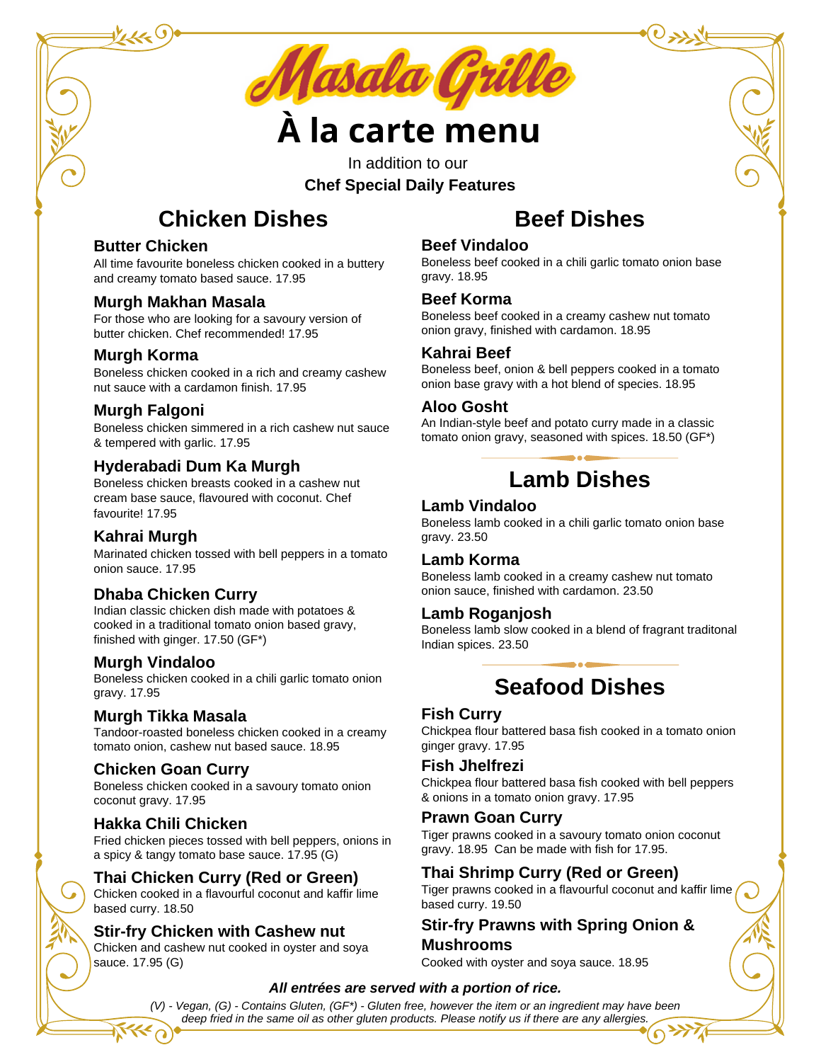# Masala Grille

# À la carte menu

In addition to our

**Chef Special Daily Features**

## Chicken Dishes

### Butter Chicken
All time favourite boneless chicken cooked in a buttery and creamy tomato based sauce. 17.95

### Murgh Makhan Masala
For those who are looking for a savoury version of butter chicken. Chef recommended! 17.95

### Murgh Korma
Boneless chicken cooked in a rich and creamy cashew nut sauce with a cardamon finish. 17.95

### Murgh Falgoni
Boneless chicken simmered in a rich cashew nut sauce & tempered with garlic. 17.95

### Hyderabadi Dum Ka Murgh
Boneless chicken breasts cooked in a cashew nut cream base sauce, flavoured with coconut. Chef favourite! 17.95

### Kahrai Murgh
Marinated chicken tossed with bell peppers in a tomato onion sauce. 17.95

### Dhaba Chicken Curry
Indian classic chicken dish made with potatoes & cooked in a traditional tomato onion based gravy, finished with ginger. 17.50 (GF*)

### Murgh Vindaloo
Boneless chicken cooked in a chili garlic tomato onion gravy. 17.95

### Murgh Tikka Masala
Tandoor-roasted boneless chicken cooked in a creamy tomato onion, cashew nut based sauce. 18.95

### Chicken Goan Curry
Boneless chicken cooked in a savoury tomato onion coconut gravy. 17.95

### Hakka Chili Chicken
Fried chicken pieces tossed with bell peppers, onions in a spicy & tangy tomato base sauce. 17.95 (G)

### Thai Chicken Curry (Red or Green)
Chicken cooked in a flavourful coconut and kaffir lime based curry. 18.50

### Stir-fry Chicken with Cashew nut
Chicken and cashew nut cooked in oyster and soya sauce. 17.95 (G)

## Beef Dishes

### Beef Vindaloo
Boneless beef cooked in a chili garlic tomato onion base gravy. 18.95

### Beef Korma
Boneless beef cooked in a creamy cashew nut tomato onion gravy, finished with cardamon. 18.95

### Kahrai Beef
Boneless beef, onion & bell peppers cooked in a tomato onion base gravy with a hot blend of species. 18.95

### Aloo Gosht
An Indian-style beef and potato curry made in a classic tomato onion gravy, seasoned with spices. 18.50 (GF*)

## Lamb Dishes

### Lamb Vindaloo
Boneless lamb cooked in a chili garlic tomato onion base gravy. 23.50

### Lamb Korma
Boneless lamb cooked in a creamy cashew nut tomato onion sauce, finished with cardamon. 23.50

### Lamb Roganjosh
Boneless lamb slow cooked in a blend of fragrant traditonal Indian spices. 23.50

## Seafood Dishes

### Fish Curry
Chickpea flour battered basa fish cooked in a tomato onion ginger gravy. 17.95

### Fish Jhelfrezi
Chickpea flour battered basa fish cooked with bell peppers & onions in a tomato onion gravy. 17.95

### Prawn Goan Curry
Tiger prawns cooked in a savoury tomato onion coconut gravy. 18.95 Can be made with fish for 17.95.

### Thai Shrimp Curry (Red or Green)
Tiger prawns cooked in a flavourful coconut and kaffir lime based curry. 19.50

### Stir-fry Prawns with Spring Onion & Mushrooms
Cooked with oyster and soya sauce. 18.95

***All entrées are served with a portion of rice.***

*(V) - Vegan, (G) - Contains Gluten, (GF*) - Gluten free, however the item or an ingredient may have been deep fried in the same oil as other gluten products. Please notify us if there are any allergies.*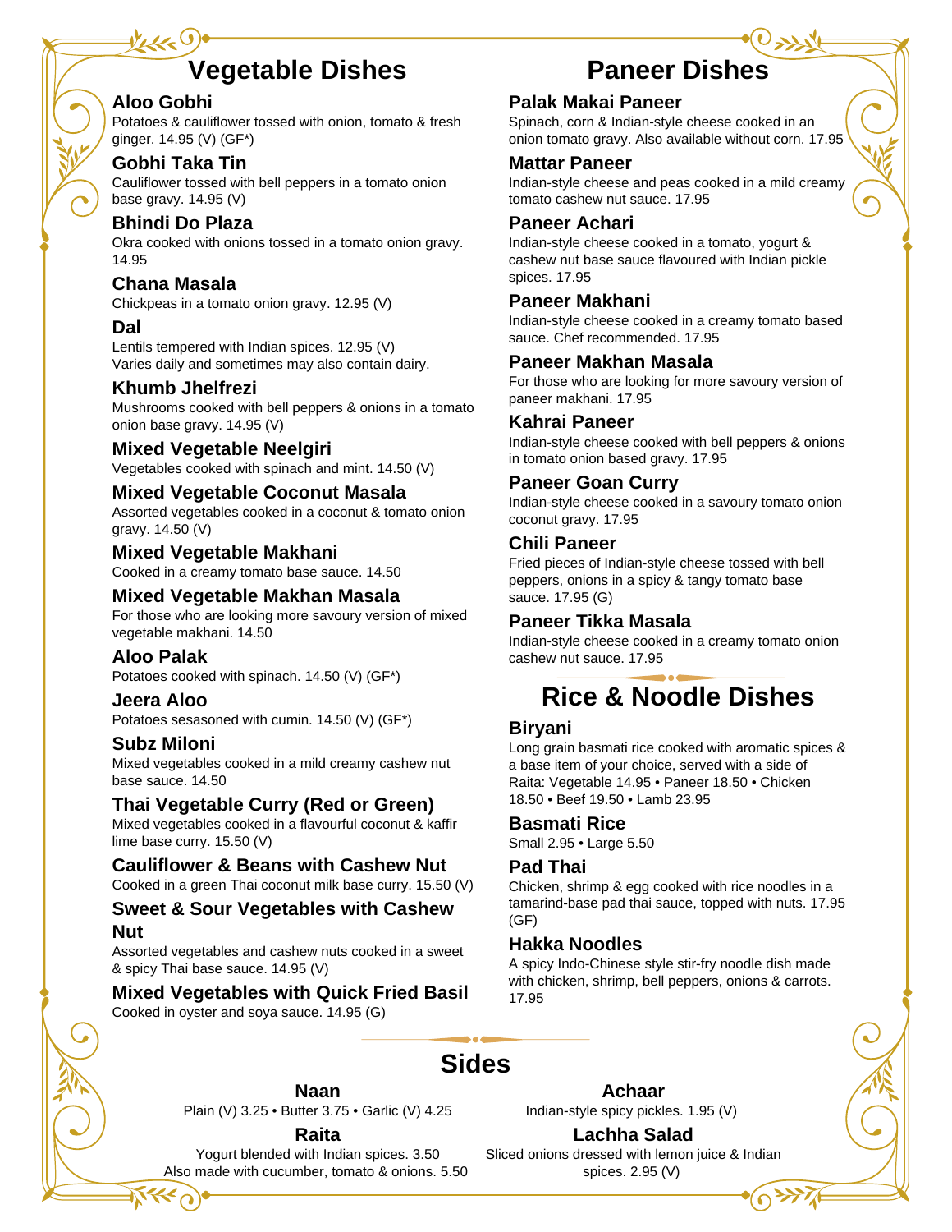# Vegetable Dishes

### Aloo Gobhi
Potatoes & cauliflower tossed with onion, tomato & fresh ginger. 14.95 (V) (GF*)

### Gobhi Taka Tin
Cauliflower tossed with bell peppers in a tomato onion base gravy. 14.95 (V)

### Bhindi Do Plaza
Okra cooked with onions tossed in a tomato onion gravy. 14.95

### Chana Masala
Chickpeas in a tomato onion gravy. 12.95 (V)

### Dal
Lentils tempered with Indian spices. 12.95 (V)
Varies daily and sometimes may also contain dairy.

### Khumb Jhelfrezi
Mushrooms cooked with bell peppers & onions in a tomato onion base gravy. 14.95 (V)

### Mixed Vegetable Neelgiri
Vegetables cooked with spinach and mint. 14.50 (V)

### Mixed Vegetable Coconut Masala
Assorted vegetables cooked in a coconut & tomato onion gravy. 14.50 (V)

### Mixed Vegetable Makhani
Cooked in a creamy tomato base sauce. 14.50

### Mixed Vegetable Makhan Masala
For those who are looking more savoury version of mixed vegetable makhani. 14.50

### Aloo Palak
Potatoes cooked with spinach. 14.50 (V) (GF*)

### Jeera Aloo
Potatoes sesasoned with cumin. 14.50 (V) (GF*)

### Subz Miloni
Mixed vegetables cooked in a mild creamy cashew nut base sauce. 14.50

### Thai Vegetable Curry (Red or Green)
Mixed vegetables cooked in a flavourful coconut & kaffir lime base curry. 15.50 (V)

### Cauliflower & Beans with Cashew Nut
Cooked in a green Thai coconut milk base curry. 15.50 (V)

### Sweet & Sour Vegetables with Cashew Nut
Assorted vegetables and cashew nuts cooked in a sweet & spicy Thai base sauce. 14.95 (V)

### Mixed Vegetables with Quick Fried Basil
Cooked in oyster and soya sauce. 14.95 (G)

# Paneer Dishes

### Palak Makai Paneer
Spinach, corn & Indian-style cheese cooked in an onion tomato gravy. Also available without corn. 17.95

### Mattar Paneer
Indian-style cheese and peas cooked in a mild creamy tomato cashew nut sauce. 17.95

### Paneer Achari
Indian-style cheese cooked in a tomato, yogurt & cashew nut base sauce flavoured with Indian pickle spices. 17.95

### Paneer Makhani
Indian-style cheese cooked in a creamy tomato based sauce. Chef recommended. 17.95

### Paneer Makhan Masala
For those who are looking for more savoury version of paneer makhani. 17.95

### Kahrai Paneer
Indian-style cheese cooked with bell peppers & onions in tomato onion based gravy. 17.95

### Paneer Goan Curry
Indian-style cheese cooked in a savoury tomato onion coconut gravy. 17.95

### Chili Paneer
Fried pieces of Indian-style cheese tossed with bell peppers, onions in a spicy & tangy tomato base sauce. 17.95 (G)

### Paneer Tikka Masala
Indian-style cheese cooked in a creamy tomato onion cashew nut sauce. 17.95

# Rice & Noodle Dishes

### Biryani
Long grain basmati rice cooked with aromatic spices & a base item of your choice, served with a side of Raita: Vegetable 14.95 • Paneer 18.50 • Chicken 18.50 • Beef 19.50 • Lamb 23.95

### Basmati Rice
Small 2.95 • Large 5.50

### Pad Thai
Chicken, shrimp & egg cooked with rice noodles in a tamarind-base pad thai sauce, topped with nuts. 17.95 (GF)

### Hakka Noodles
A spicy Indo-Chinese style stir-fry noodle dish made with chicken, shrimp, bell peppers, onions & carrots. 17.95

# Sides

### Naan
Plain (V) 3.25 • Butter 3.75 • Garlic (V) 4.25

### Raita
Yogurt blended with Indian spices. 3.50
Also made with cucumber, tomato & onions. 5.50

### Achaar
Indian-style spicy pickles. 1.95 (V)

### Lachha Salad
Sliced onions dressed with lemon juice & Indian spices. 2.95 (V)